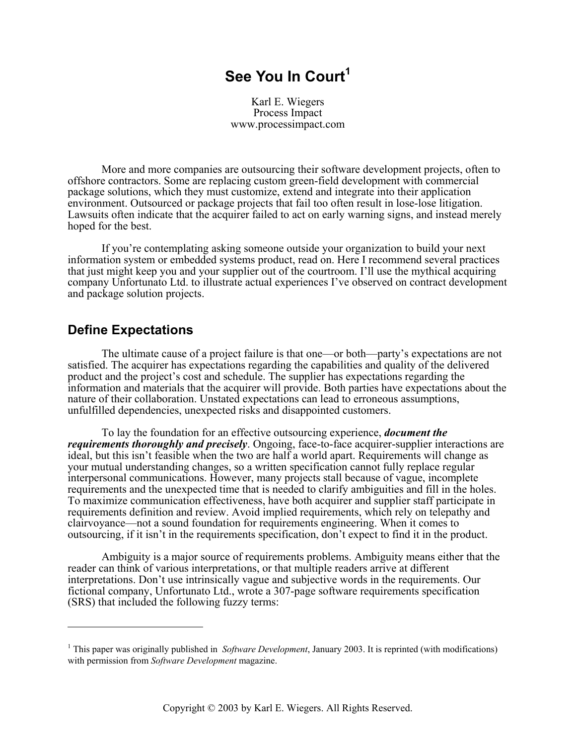# See You In Court[1]

Karl E. Wiegers
Process Impact
www.processimpact.com

More and more companies are outsourcing their software development projects, often to offshore contractors. Some are replacing custom green-field development with commercial package solutions, which they must customize, extend and integrate into their application environment. Outsourced or package projects that fail too often result in lose-lose litigation. Lawsuits often indicate that the acquirer failed to act on early warning signs, and instead merely hoped for the best.

If you're contemplating asking someone outside your organization to build your next information system or embedded systems product, read on. Here I recommend several practices that just might keep you and your supplier out of the courtroom. I'll use the mythical acquiring company Unfortunato Ltd. to illustrate actual experiences I've observed on contract development and package solution projects.

## Define Expectations

The ultimate cause of a project failure is that one—or both—party's expectations are not satisfied. The acquirer has expectations regarding the capabilities and quality of the delivered product and the project's cost and schedule. The supplier has expectations regarding the information and materials that the acquirer will provide. Both parties have expectations about the nature of their collaboration. Unstated expectations can lead to erroneous assumptions, unfulfilled dependencies, unexpected risks and disappointed customers.

To lay the foundation for an effective outsourcing experience, ***document the requirements thoroughly and precisely***. Ongoing, face-to-face acquirer-supplier interactions are ideal, but this isn't feasible when the two are half a world apart. Requirements will change as your mutual understanding changes, so a written specification cannot fully replace regular interpersonal communications. However, many projects stall because of vague, incomplete requirements and the unexpected time that is needed to clarify ambiguities and fill in the holes. To maximize communication effectiveness, have both acquirer and supplier staff participate in requirements definition and review. Avoid implied requirements, which rely on telepathy and clairvoyance—not a sound foundation for requirements engineering. When it comes to outsourcing, if it isn't in the requirements specification, don't expect to find it in the product.

Ambiguity is a major source of requirements problems. Ambiguity means either that the reader can think of various interpretations, or that multiple readers arrive at different interpretations. Don't use intrinsically vague and subjective words in the requirements. Our fictional company, Unfortunato Ltd., wrote a 307-page software requirements specification (SRS) that included the following fuzzy terms:

---

[1] This paper was originally published in *Software Development*, January 2003. It is reprinted (with modifications) with permission from *Software Development* magazine.

Copyright © 2003 by Karl E. Wiegers. All Rights Reserved.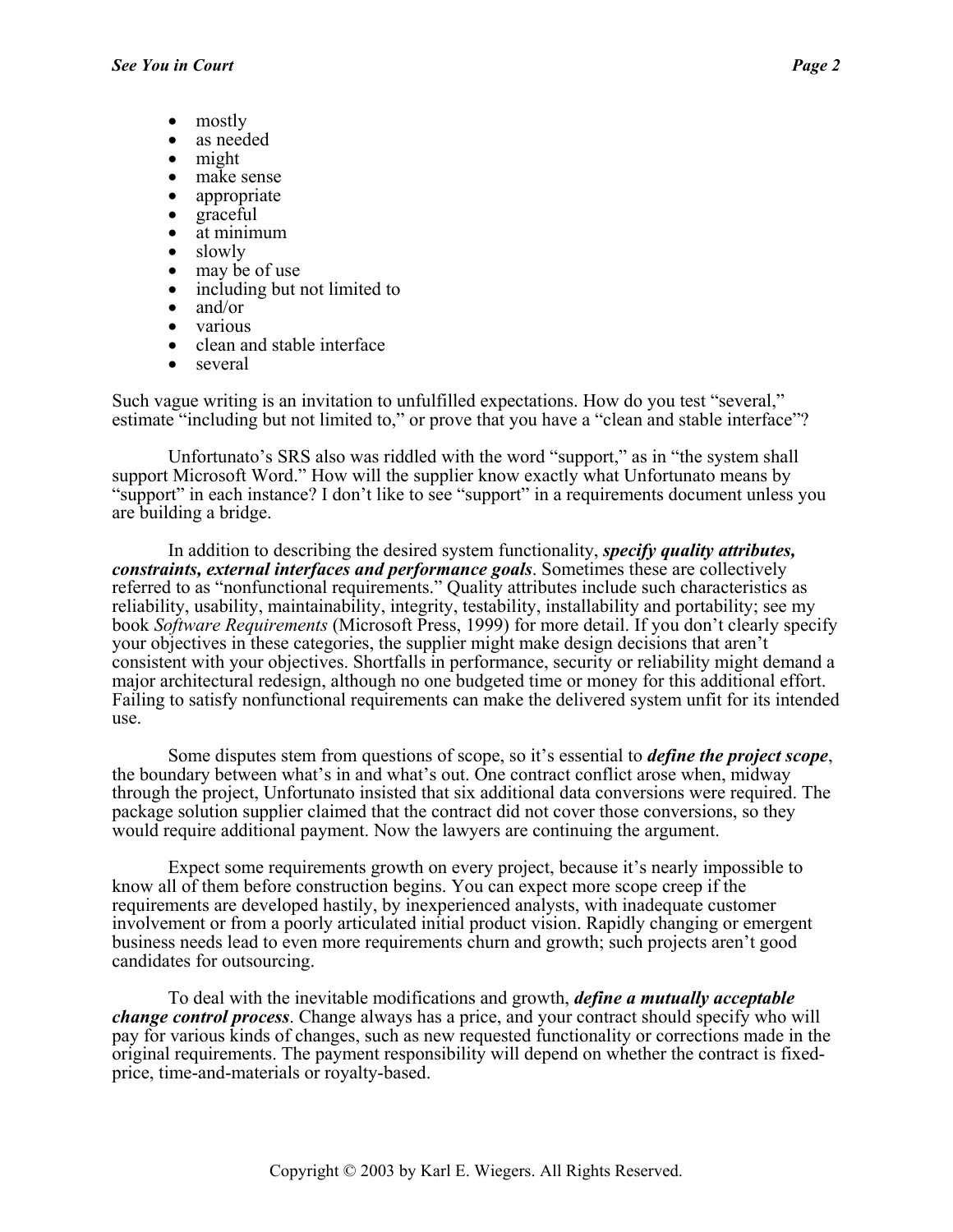- mostly
- as needed
- might
- make sense
- appropriate
- graceful
- at minimum
- slowly
- may be of use
- including but not limited to
- and/or
- various
- clean and stable interface
- several

Such vague writing is an invitation to unfulfilled expectations. How do you test "several," estimate "including but not limited to," or prove that you have a "clean and stable interface"?

Unfortunato's SRS also was riddled with the word "support," as in "the system shall support Microsoft Word." How will the supplier know exactly what Unfortunato means by "support" in each instance? I don't like to see "support" in a requirements document unless you are building a bridge.

In addition to describing the desired system functionality, ***specify quality attributes, constraints, external interfaces and performance goals***. Sometimes these are collectively referred to as "nonfunctional requirements." Quality attributes include such characteristics as reliability, usability, maintainability, integrity, testability, installability and portability; see my book *Software Requirements* (Microsoft Press, 1999) for more detail. If you don't clearly specify your objectives in these categories, the supplier might make design decisions that aren't consistent with your objectives. Shortfalls in performance, security or reliability might demand a major architectural redesign, although no one budgeted time or money for this additional effort. Failing to satisfy nonfunctional requirements can make the delivered system unfit for its intended use.

Some disputes stem from questions of scope, so it's essential to ***define the project scope***, the boundary between what's in and what's out. One contract conflict arose when, midway through the project, Unfortunato insisted that six additional data conversions were required. The package solution supplier claimed that the contract did not cover those conversions, so they would require additional payment. Now the lawyers are continuing the argument.

Expect some requirements growth on every project, because it's nearly impossible to know all of them before construction begins. You can expect more scope creep if the requirements are developed hastily, by inexperienced analysts, with inadequate customer involvement or from a poorly articulated initial product vision. Rapidly changing or emergent business needs lead to even more requirements churn and growth; such projects aren't good candidates for outsourcing.

To deal with the inevitable modifications and growth, ***define a mutually acceptable change control process***. Change always has a price, and your contract should specify who will pay for various kinds of changes, such as new requested functionality or corrections made in the original requirements. The payment responsibility will depend on whether the contract is fixed-price, time-and-materials or royalty-based.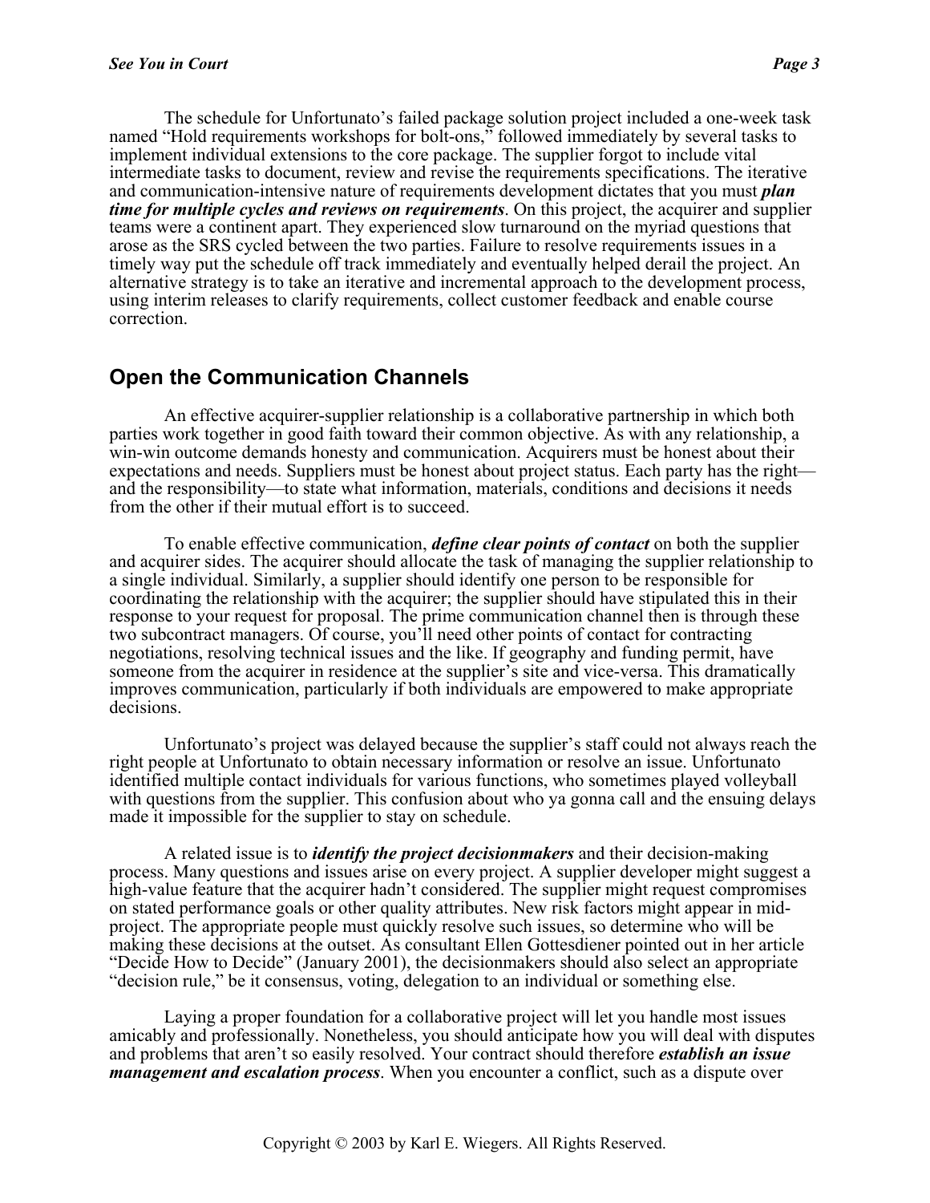The schedule for Unfortunato's failed package solution project included a one-week task named "Hold requirements workshops for bolt-ons," followed immediately by several tasks to implement individual extensions to the core package. The supplier forgot to include vital intermediate tasks to document, review and revise the requirements specifications. The iterative and communication-intensive nature of requirements development dictates that you must ***plan time for multiple cycles and reviews on requirements***. On this project, the acquirer and supplier teams were a continent apart. They experienced slow turnaround on the myriad questions that arose as the SRS cycled between the two parties. Failure to resolve requirements issues in a timely way put the schedule off track immediately and eventually helped derail the project. An alternative strategy is to take an iterative and incremental approach to the development process, using interim releases to clarify requirements, collect customer feedback and enable course correction.

## Open the Communication Channels

An effective acquirer-supplier relationship is a collaborative partnership in which both parties work together in good faith toward their common objective. As with any relationship, a win-win outcome demands honesty and communication. Acquirers must be honest about their expectations and needs. Suppliers must be honest about project status. Each party has the right—and the responsibility—to state what information, materials, conditions and decisions it needs from the other if their mutual effort is to succeed.

To enable effective communication, ***define clear points of contact*** on both the supplier and acquirer sides. The acquirer should allocate the task of managing the supplier relationship to a single individual. Similarly, a supplier should identify one person to be responsible for coordinating the relationship with the acquirer; the supplier should have stipulated this in their response to your request for proposal. The prime communication channel then is through these two subcontract managers. Of course, you'll need other points of contact for contracting negotiations, resolving technical issues and the like. If geography and funding permit, have someone from the acquirer in residence at the supplier's site and vice-versa. This dramatically improves communication, particularly if both individuals are empowered to make appropriate decisions.

Unfortunato's project was delayed because the supplier's staff could not always reach the right people at Unfortunato to obtain necessary information or resolve an issue. Unfortunato identified multiple contact individuals for various functions, who sometimes played volleyball with questions from the supplier. This confusion about who ya gonna call and the ensuing delays made it impossible for the supplier to stay on schedule.

A related issue is to ***identify the project decisionmakers*** and their decision-making process. Many questions and issues arise on every project. A supplier developer might suggest a high-value feature that the acquirer hadn't considered. The supplier might request compromises on stated performance goals or other quality attributes. New risk factors might appear in mid-project. The appropriate people must quickly resolve such issues, so determine who will be making these decisions at the outset. As consultant Ellen Gottesdiener pointed out in her article "Decide How to Decide" (January 2001), the decisionmakers should also select an appropriate "decision rule," be it consensus, voting, delegation to an individual or something else.

Laying a proper foundation for a collaborative project will let you handle most issues amicably and professionally. Nonetheless, you should anticipate how you will deal with disputes and problems that aren't so easily resolved. Your contract should therefore ***establish an issue management and escalation process***. When you encounter a conflict, such as a dispute over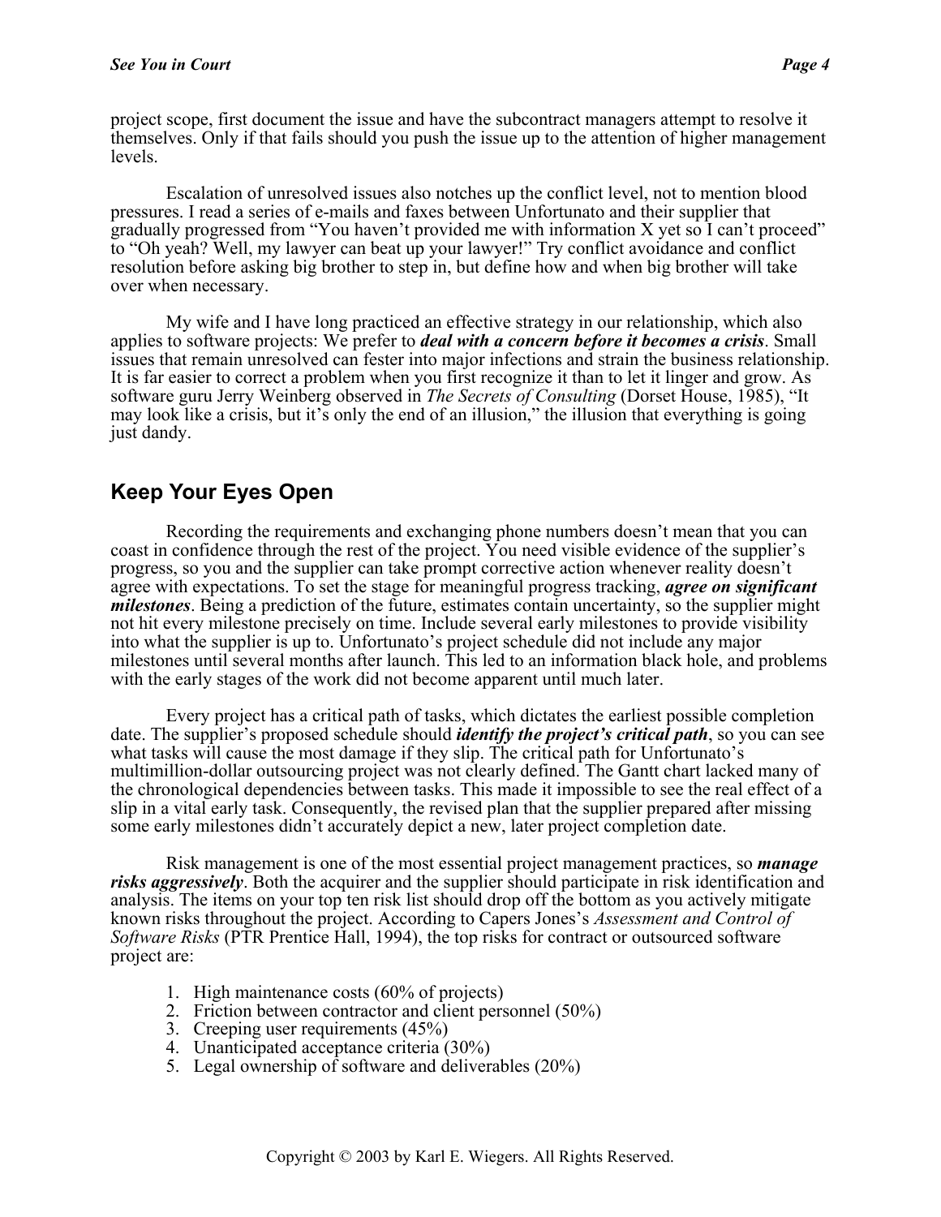project scope, first document the issue and have the subcontract managers attempt to resolve it themselves. Only if that fails should you push the issue up to the attention of higher management levels.

Escalation of unresolved issues also notches up the conflict level, not to mention blood pressures. I read a series of e-mails and faxes between Unfortunato and their supplier that gradually progressed from "You haven't provided me with information X yet so I can't proceed" to "Oh yeah? Well, my lawyer can beat up your lawyer!" Try conflict avoidance and conflict resolution before asking big brother to step in, but define how and when big brother will take over when necessary.

My wife and I have long practiced an effective strategy in our relationship, which also applies to software projects: We prefer to ***deal with a concern before it becomes a crisis***. Small issues that remain unresolved can fester into major infections and strain the business relationship. It is far easier to correct a problem when you first recognize it than to let it linger and grow. As software guru Jerry Weinberg observed in *The Secrets of Consulting* (Dorset House, 1985), "It may look like a crisis, but it's only the end of an illusion," the illusion that everything is going just dandy.

## Keep Your Eyes Open

Recording the requirements and exchanging phone numbers doesn't mean that you can coast in confidence through the rest of the project. You need visible evidence of the supplier's progress, so you and the supplier can take prompt corrective action whenever reality doesn't agree with expectations. To set the stage for meaningful progress tracking, ***agree on significant milestones***. Being a prediction of the future, estimates contain uncertainty, so the supplier might not hit every milestone precisely on time. Include several early milestones to provide visibility into what the supplier is up to. Unfortunato's project schedule did not include any major milestones until several months after launch. This led to an information black hole, and problems with the early stages of the work did not become apparent until much later.

Every project has a critical path of tasks, which dictates the earliest possible completion date. The supplier's proposed schedule should ***identify the project's critical path***, so you can see what tasks will cause the most damage if they slip. The critical path for Unfortunato's multimillion-dollar outsourcing project was not clearly defined. The Gantt chart lacked many of the chronological dependencies between tasks. This made it impossible to see the real effect of a slip in a vital early task. Consequently, the revised plan that the supplier prepared after missing some early milestones didn't accurately depict a new, later project completion date.

Risk management is one of the most essential project management practices, so ***manage risks aggressively***. Both the acquirer and the supplier should participate in risk identification and analysis. The items on your top ten risk list should drop off the bottom as you actively mitigate known risks throughout the project. According to Capers Jones's *Assessment and Control of Software Risks* (PTR Prentice Hall, 1994), the top risks for contract or outsourced software project are:

1. High maintenance costs (60% of projects)
2. Friction between contractor and client personnel (50%)
3. Creeping user requirements (45%)
4. Unanticipated acceptance criteria (30%)
5. Legal ownership of software and deliverables (20%)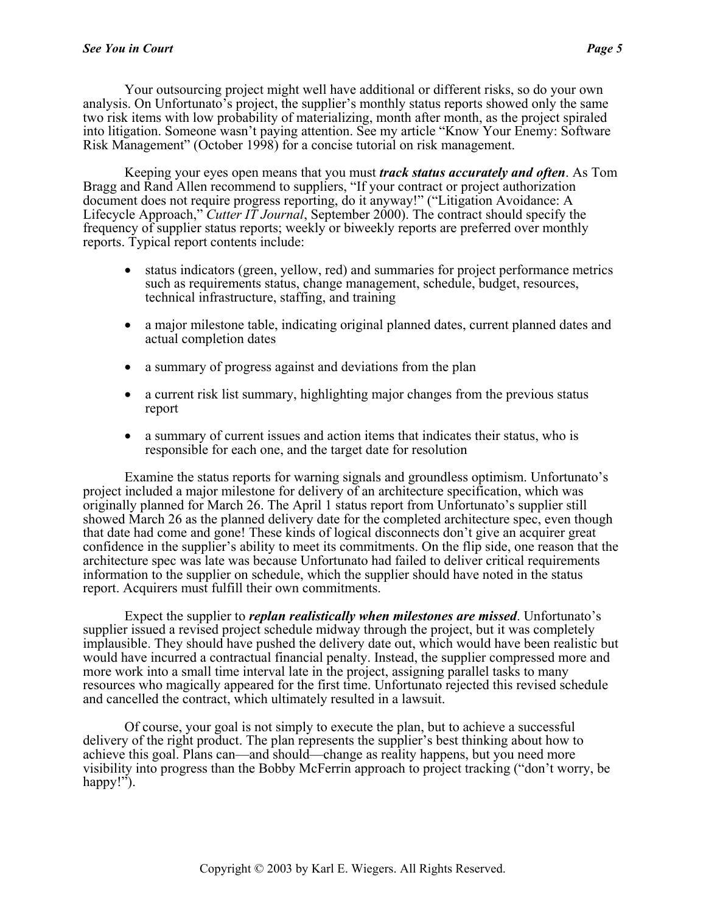Your outsourcing project might well have additional or different risks, so do your own analysis. On Unfortunato's project, the supplier's monthly status reports showed only the same two risk items with low probability of materializing, month after month, as the project spiraled into litigation. Someone wasn't paying attention. See my article "Know Your Enemy: Software Risk Management" (October 1998) for a concise tutorial on risk management.

Keeping your eyes open means that you must ***track status accurately and often***. As Tom Bragg and Rand Allen recommend to suppliers, "If your contract or project authorization document does not require progress reporting, do it anyway!" ("Litigation Avoidance: A Lifecycle Approach," *Cutter IT Journal*, September 2000). The contract should specify the frequency of supplier status reports; weekly or biweekly reports are preferred over monthly reports. Typical report contents include:

- status indicators (green, yellow, red) and summaries for project performance metrics such as requirements status, change management, schedule, budget, resources, technical infrastructure, staffing, and training
- a major milestone table, indicating original planned dates, current planned dates and actual completion dates
- a summary of progress against and deviations from the plan
- a current risk list summary, highlighting major changes from the previous status report
- a summary of current issues and action items that indicates their status, who is responsible for each one, and the target date for resolution

Examine the status reports for warning signals and groundless optimism. Unfortunato's project included a major milestone for delivery of an architecture specification, which was originally planned for March 26. The April 1 status report from Unfortunato's supplier still showed March 26 as the planned delivery date for the completed architecture spec, even though that date had come and gone! These kinds of logical disconnects don't give an acquirer great confidence in the supplier's ability to meet its commitments. On the flip side, one reason that the architecture spec was late was because Unfortunato had failed to deliver critical requirements information to the supplier on schedule, which the supplier should have noted in the status report. Acquirers must fulfill their own commitments.

Expect the supplier to ***replan realistically when milestones are missed***. Unfortunato's supplier issued a revised project schedule midway through the project, but it was completely implausible. They should have pushed the delivery date out, which would have been realistic but would have incurred a contractual financial penalty. Instead, the supplier compressed more and more work into a small time interval late in the project, assigning parallel tasks to many resources who magically appeared for the first time. Unfortunato rejected this revised schedule and cancelled the contract, which ultimately resulted in a lawsuit.

Of course, your goal is not simply to execute the plan, but to achieve a successful delivery of the right product. The plan represents the supplier's best thinking about how to achieve this goal. Plans can—and should—change as reality happens, but you need more visibility into progress than the Bobby McFerrin approach to project tracking ("don't worry, be happy!").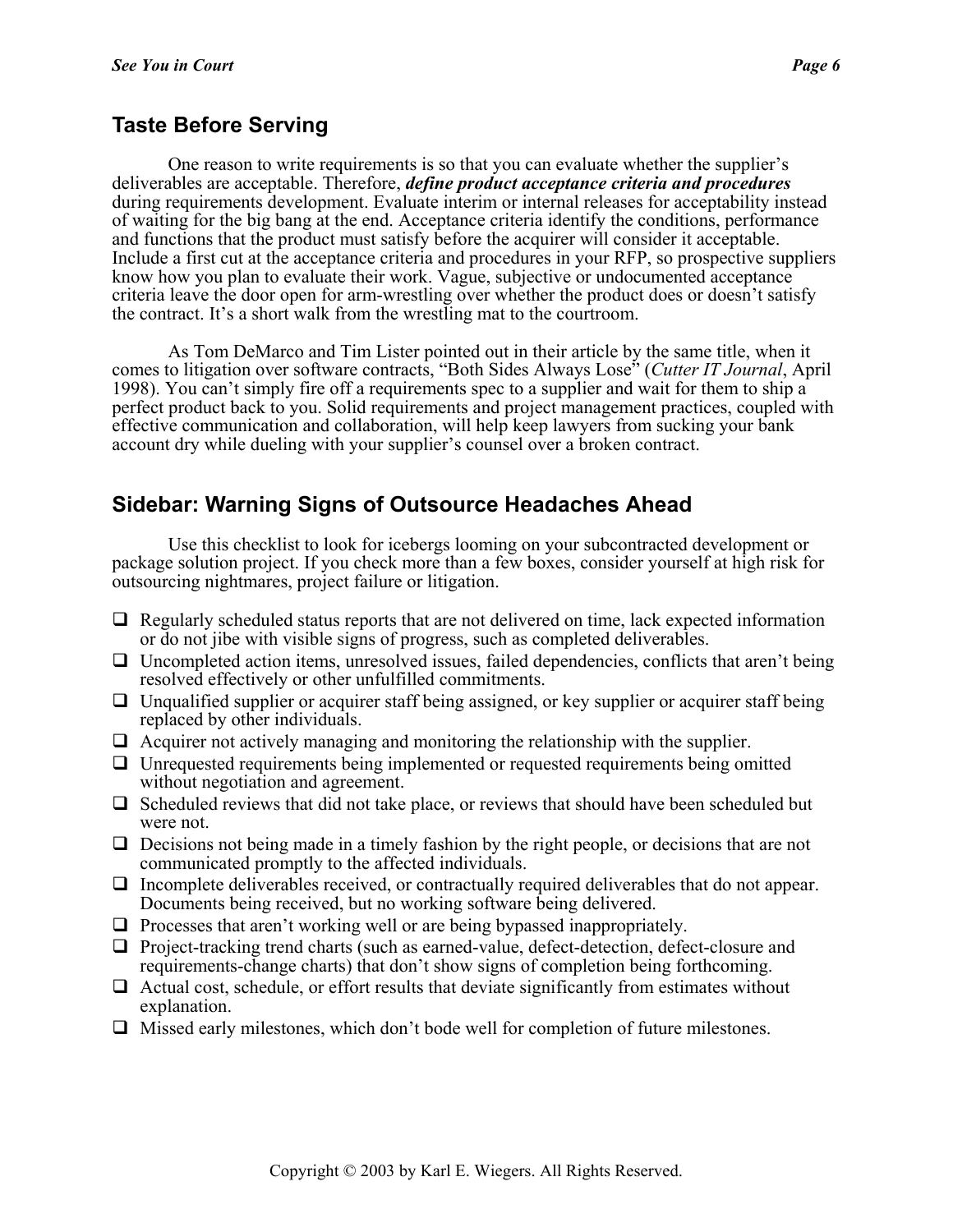## Taste Before Serving

One reason to write requirements is so that you can evaluate whether the supplier's deliverables are acceptable. Therefore, ***define product acceptance criteria and procedures*** during requirements development. Evaluate interim or internal releases for acceptability instead of waiting for the big bang at the end. Acceptance criteria identify the conditions, performance and functions that the product must satisfy before the acquirer will consider it acceptable. Include a first cut at the acceptance criteria and procedures in your RFP, so prospective suppliers know how you plan to evaluate their work. Vague, subjective or undocumented acceptance criteria leave the door open for arm-wrestling over whether the product does or doesn't satisfy the contract. It's a short walk from the wrestling mat to the courtroom.

As Tom DeMarco and Tim Lister pointed out in their article by the same title, when it comes to litigation over software contracts, "Both Sides Always Lose" (*Cutter IT Journal*, April 1998). You can't simply fire off a requirements spec to a supplier and wait for them to ship a perfect product back to you. Solid requirements and project management practices, coupled with effective communication and collaboration, will help keep lawyers from sucking your bank account dry while dueling with your supplier's counsel over a broken contract.

## Sidebar: Warning Signs of Outsource Headaches Ahead

Use this checklist to look for icebergs looming on your subcontracted development or package solution project. If you check more than a few boxes, consider yourself at high risk for outsourcing nightmares, project failure or litigation.

- ❑ Regularly scheduled status reports that are not delivered on time, lack expected information or do not jibe with visible signs of progress, such as completed deliverables.
- ❑ Uncompleted action items, unresolved issues, failed dependencies, conflicts that aren't being resolved effectively or other unfulfilled commitments.
- ❑ Unqualified supplier or acquirer staff being assigned, or key supplier or acquirer staff being replaced by other individuals.
- ❑ Acquirer not actively managing and monitoring the relationship with the supplier.
- ❑ Unrequested requirements being implemented or requested requirements being omitted without negotiation and agreement.
- ❑ Scheduled reviews that did not take place, or reviews that should have been scheduled but were not.
- ❑ Decisions not being made in a timely fashion by the right people, or decisions that are not communicated promptly to the affected individuals.
- ❑ Incomplete deliverables received, or contractually required deliverables that do not appear. Documents being received, but no working software being delivered.
- ❑ Processes that aren't working well or are being bypassed inappropriately.
- ❑ Project-tracking trend charts (such as earned-value, defect-detection, defect-closure and requirements-change charts) that don't show signs of completion being forthcoming.
- ❑ Actual cost, schedule, or effort results that deviate significantly from estimates without explanation.
- ❑ Missed early milestones, which don't bode well for completion of future milestones.

Copyright © 2003 by Karl E. Wiegers. All Rights Reserved.